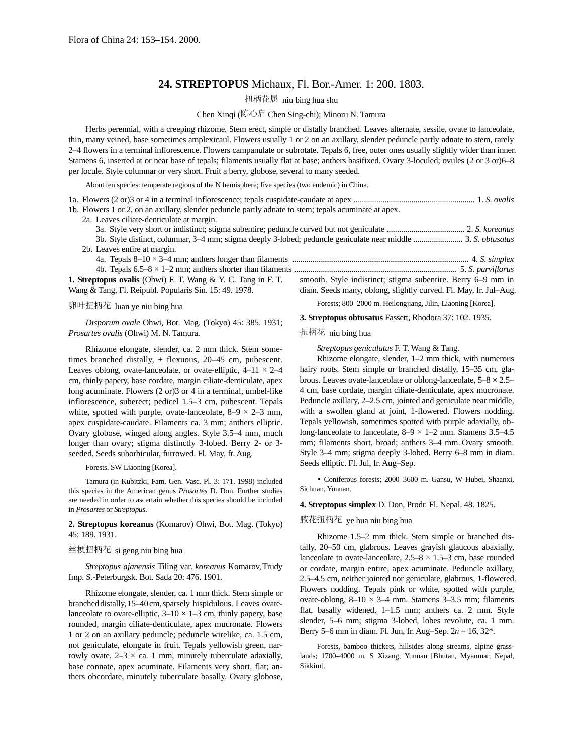Flora of China 24: 153–154. 2000.

# 24. STREPTOPUS Michaux, Fl. Bor.-Amer. 1: 200. 1803.

扭柄花属 niu bing hua shu

Chen Xinqi (陈心启 Chen Sing-chi); Minoru N. Tamura

Herbs perennial, with a creeping rhizome. Stem erect, simple or distally branched. Leaves alternate, sessile, ovate to lanceolate, thin, many veined, base sometimes amplexicaul. Flowers usually 1 or 2 on an axillary, slender peduncle partly adnate to stem, rarely 2–4 flowers in a terminal inflorescence. Flowers campanulate or subrotate. Tepals 6, free, outer ones usually slightly wider than inner. Stamens 6, inserted at or near base of tepals; filaments usually flat at base; anthers basifixed. Ovary 3-loculed; ovules (2 or 3 or)6–8 per locule. Style columnar or very short. Fruit a berry, globose, several to many seeded.

About ten species: temperate regions of the N hemisphere; five species (two endemic) in China.

1a. Flowers (2 or)3 or 4 in a terminal inflorescence; tepals cuspidate-caudate at apex .......... 1. *S. ovalis*
1b. Flowers 1 or 2, on an axillary, slender peduncle partly adnate to stem; tepals acuminate at apex.
 2a. Leaves ciliate-denticulate at margin.
  3a. Style very short or indistinct; stigma subentire; peduncle curved but not geniculate .......... 2. *S. koreanus*
  3b. Style distinct, columnar, 3–4 mm; stigma deeply 3-lobed; peduncle geniculate near middle .......... 3. *S. obtusatus*
 2b. Leaves entire at margin.
  4a. Tepals 8–10 × 3–4 mm; anthers longer than filaments .......... 4. *S. simplex*
  4b. Tepals 6.5–8 × 1–2 mm; anthers shorter than filaments .......... 5. *S. parviflorus*

**1. Streptopus ovalis** (Ohwi) F. T. Wang & Y. C. Tang in F. T. Wang & Tang, Fl. Reipubl. Popularis Sin. 15: 49. 1978.

卵叶扭柄花 luan ye niu bing hua

*Disporum ovale* Ohwi, Bot. Mag. (Tokyo) 45: 385. 1931; *Prosartes ovalis* (Ohwi) M. N. Tamura.

Rhizome elongate, slender, ca. 2 mm thick. Stem sometimes branched distally, ± flexuous, 20–45 cm, pubescent. Leaves oblong, ovate-lanceolate, or ovate-elliptic, 4–11 × 2–4 cm, thinly papery, base cordate, margin ciliate-denticulate, apex long acuminate. Flowers (2 or)3 or 4 in a terminal, umbel-like inflorescence, suberect; pedicel 1.5–3 cm, pubescent. Tepals white, spotted with purple, ovate-lanceolate, 8–9 × 2–3 mm, apex cuspidate-caudate. Filaments ca. 3 mm; anthers elliptic. Ovary globose, winged along angles. Style 3.5–4 mm, much longer than ovary; stigma distinctly 3-lobed. Berry 2- or 3-seeded. Seeds suborbicular, furrowed. Fl. May, fr. Aug.

Forests. SW Liaoning [Korea].

Tamura (in Kubitzki, Fam. Gen. Vasc. Pl. 3: 171. 1998) included this species in the American genus *Prosartes* D. Don. Further studies are needed in order to ascertain whether this species should be included in *Prosartes* or *Streptopus*.

**2. Streptopus koreanus** (Komarov) Ohwi, Bot. Mag. (Tokyo) 45: 189. 1931.

丝梗扭柄花 si geng niu bing hua

*Streptopus ajanensis* Tiling var. *koreanus* Komarov, Trudy Imp. S.-Peterburgsk. Bot. Sada 20: 476. 1901.

Rhizome elongate, slender, ca. 1 mm thick. Stem simple or branched distally, 15–40 cm, sparsely hispidulous. Leaves ovate-lanceolate to ovate-elliptic, 3–10 × 1–3 cm, thinly papery, base rounded, margin ciliate-denticulate, apex mucronate. Flowers 1 or 2 on an axillary peduncle; peduncle wirelike, ca. 1.5 cm, not geniculate, elongate in fruit. Tepals yellowish green, narrowly ovate, 2–3 × ca. 1 mm, minutely tuberculate adaxially, base connate, apex acuminate. Filaments very short, flat; anthers obcordate, minutely tuberculate basally. Ovary globose, smooth. Style indistinct; stigma subentire. Berry 6–9 mm in diam. Seeds many, oblong, slightly curved. Fl. May, fr. Jul–Aug.

Forests; 800–2000 m. Heilongjiang, Jilin, Liaoning [Korea].

**3. Streptopus obtusatus** Fassett, Rhodora 37: 102. 1935.

扭柄花 niu bing hua

*Streptopus geniculatus* F. T. Wang & Tang.

Rhizome elongate, slender, 1–2 mm thick, with numerous hairy roots. Stem simple or branched distally, 15–35 cm, glabrous. Leaves ovate-lanceolate or oblong-lanceolate, 5–8 × 2.5–4 cm, base cordate, margin ciliate-denticulate, apex mucronate. Peduncle axillary, 2–2.5 cm, jointed and geniculate near middle, with a swollen gland at joint, 1-flowered. Flowers nodding. Tepals yellowish, sometimes spotted with purple adaxially, oblong-lanceolate to lanceolate, 8–9 × 1–2 mm. Stamens 3.5–4.5 mm; filaments short, broad; anthers 3–4 mm. Ovary smooth. Style 3–4 mm; stigma deeply 3-lobed. Berry 6–8 mm in diam. Seeds elliptic. Fl. Jul, fr. Aug–Sep.

• Coniferous forests; 2000–3600 m. Gansu, W Hubei, Shaanxi, Sichuan, Yunnan.

**4. Streptopus simplex** D. Don, Prodr. Fl. Nepal. 48. 1825.

腋花扭柄花 ye hua niu bing hua

Rhizome 1.5–2 mm thick. Stem simple or branched distally, 20–50 cm, glabrous. Leaves grayish glaucous abaxially, lanceolate to ovate-lanceolate, 2.5–8 × 1.5–3 cm, base rounded or cordate, margin entire, apex acuminate. Peduncle axillary, 2.5–4.5 cm, neither jointed nor geniculate, glabrous, 1-flowered. Flowers nodding. Tepals pink or white, spotted with purple, ovate-oblong, 8–10 × 3–4 mm. Stamens 3–3.5 mm; filaments flat, basally widened, 1–1.5 mm; anthers ca. 2 mm. Style slender, 5–6 mm; stigma 3-lobed, lobes revolute, ca. 1 mm. Berry 5–6 mm in diam. Fl. Jun, fr. Aug–Sep. $2n$ = 16, 32*.

Forests, bamboo thickets, hillsides along streams, alpine grasslands; 1700–4000 m. S Xizang, Yunnan [Bhutan, Myanmar, Nepal, Sikkim].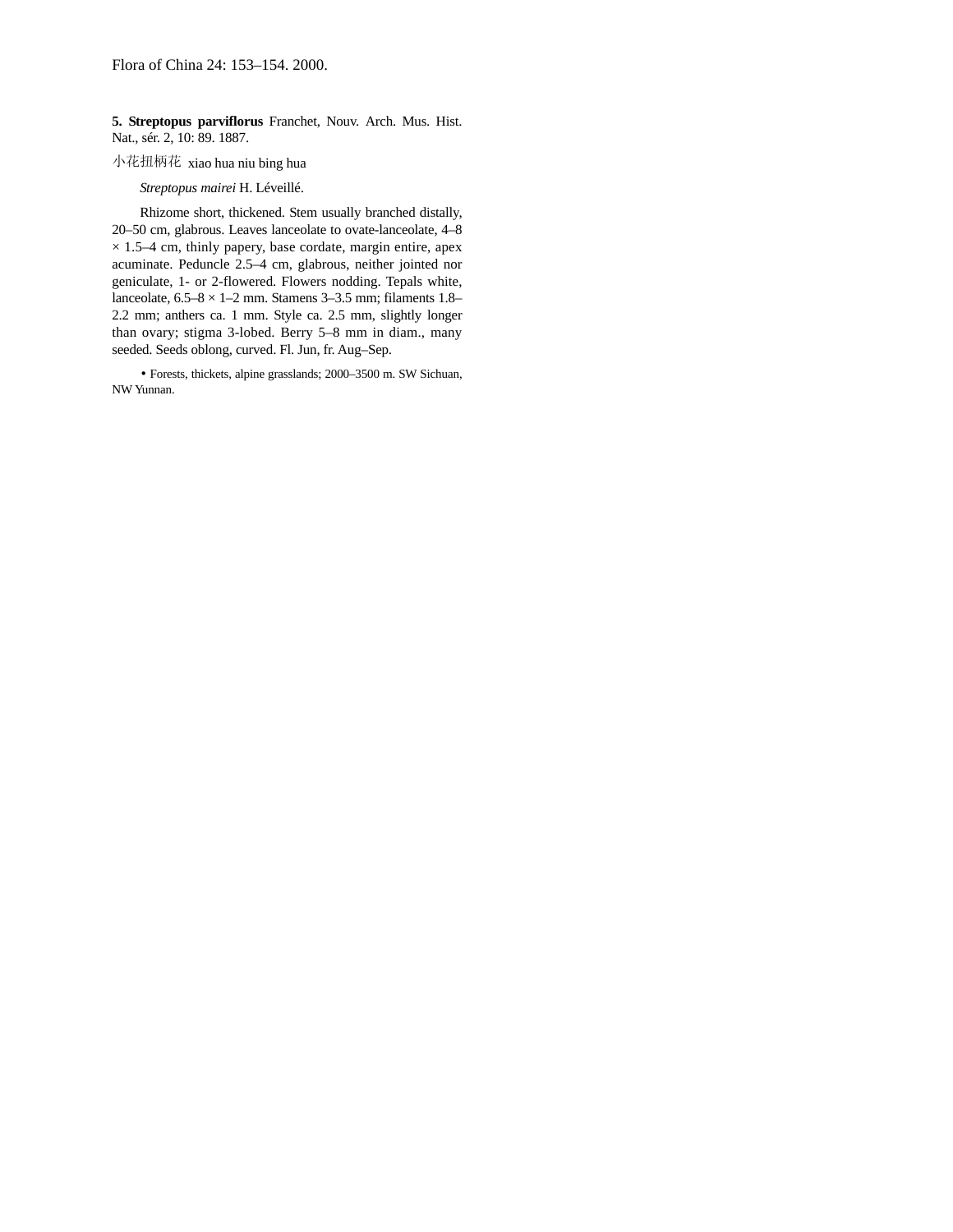Flora of China 24: 153–154. 2000.

**5. Streptopus parviflorus** Franchet, Nouv. Arch. Mus. Hist. Nat., sér. 2, 10: 89. 1887.

小花扭柄花 xiao hua niu bing hua

*Streptopus mairei* H. Léveillé.

Rhizome short, thickened. Stem usually branched distally, 20–50 cm, glabrous. Leaves lanceolate to ovate-lanceolate, 4–8 × 1.5–4 cm, thinly papery, base cordate, margin entire, apex acuminate. Peduncle 2.5–4 cm, glabrous, neither jointed nor geniculate, 1- or 2-flowered. Flowers nodding. Tepals white, lanceolate, 6.5–8 × 1–2 mm. Stamens 3–3.5 mm; filaments 1.8–2.2 mm; anthers ca. 1 mm. Style ca. 2.5 mm, slightly longer than ovary; stigma 3-lobed. Berry 5–8 mm in diam., many seeded. Seeds oblong, curved. Fl. Jun, fr. Aug–Sep.

• Forests, thickets, alpine grasslands; 2000–3500 m. SW Sichuan, NW Yunnan.